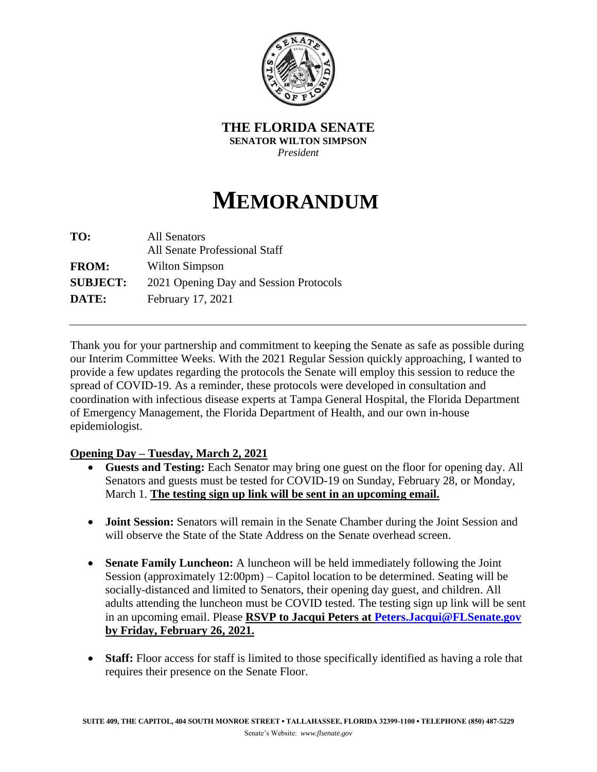**THE FLORIDA SENATE**
**SENATOR WILTON SIMPSON**
*President*

# MEMORANDUM

| | |
|---|---|
| **TO:** | All Senators<br>All Senate Professional Staff |
| **FROM:** | Wilton Simpson |
| **SUBJECT:** | 2021 Opening Day and Session Protocols |
| **DATE:** | February 17, 2021 |

---

Thank you for your partnership and commitment to keeping the Senate as safe as possible during our Interim Committee Weeks. With the 2021 Regular Session quickly approaching, I wanted to provide a few updates regarding the protocols the Senate will employ this session to reduce the spread of COVID-19. As a reminder, these protocols were developed in consultation and coordination with infectious disease experts at Tampa General Hospital, the Florida Department of Emergency Management, the Florida Department of Health, and our own in-house epidemiologist.

**Opening Day – Tuesday, March 2, 2021**

- **Guests and Testing:** Each Senator may bring one guest on the floor for opening day. All Senators and guests must be tested for COVID-19 on Sunday, February 28, or Monday, March 1. **The testing sign up link will be sent in an upcoming email.**

- **Joint Session:** Senators will remain in the Senate Chamber during the Joint Session and will observe the State of the State Address on the Senate overhead screen.

- **Senate Family Luncheon:** A luncheon will be held immediately following the Joint Session (approximately 12:00pm) – Capitol location to be determined. Seating will be socially-distanced and limited to Senators, their opening day guest, and children. All adults attending the luncheon must be COVID tested. The testing sign up link will be sent in an upcoming email. Please **RSVP to Jacqui Peters at Peters.Jacqui@FLSenate.gov by Friday, February 26, 2021.**

- **Staff:** Floor access for staff is limited to those specifically identified as having a role that requires their presence on the Senate Floor.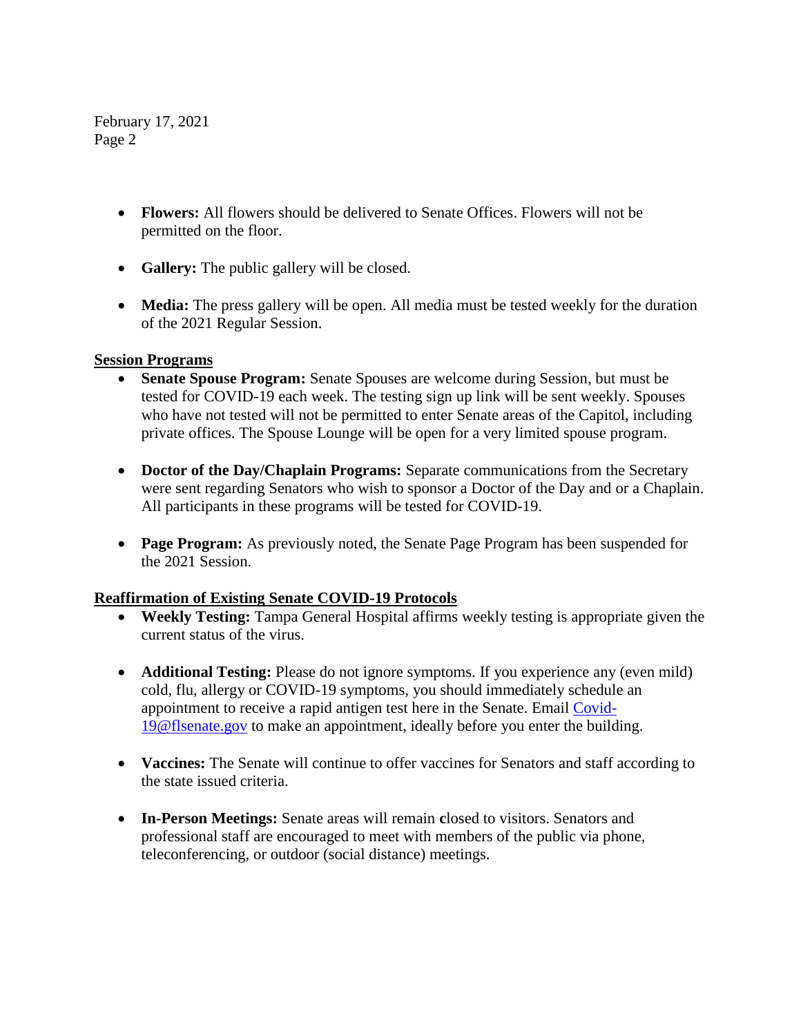- **Flowers:** All flowers should be delivered to Senate Offices. Flowers will not be permitted on the floor.

- **Gallery:** The public gallery will be closed.

- **Media:** The press gallery will be open. All media must be tested weekly for the duration of the 2021 Regular Session.

**Session Programs**

- **Senate Spouse Program:** Senate Spouses are welcome during Session, but must be tested for COVID-19 each week. The testing sign up link will be sent weekly. Spouses who have not tested will not be permitted to enter Senate areas of the Capitol, including private offices. The Spouse Lounge will be open for a very limited spouse program.

- **Doctor of the Day/Chaplain Programs:** Separate communications from the Secretary were sent regarding Senators who wish to sponsor a Doctor of the Day and or a Chaplain. All participants in these programs will be tested for COVID-19.

- **Page Program:** As previously noted, the Senate Page Program has been suspended for the 2021 Session.

**Reaffirmation of Existing Senate COVID-19 Protocols**

- **Weekly Testing:** Tampa General Hospital affirms weekly testing is appropriate given the current status of the virus.

- **Additional Testing:** Please do not ignore symptoms. If you experience any (even mild) cold, flu, allergy or COVID-19 symptoms, you should immediately schedule an appointment to receive a rapid antigen test here in the Senate. Email Covid-19@flsenate.gov to make an appointment, ideally before you enter the building.

- **Vaccines:** The Senate will continue to offer vaccines for Senators and staff according to the state issued criteria.

- **In-Person Meetings:** Senate areas will remain closed to visitors. Senators and professional staff are encouraged to meet with members of the public via phone, teleconferencing, or outdoor (social distance) meetings.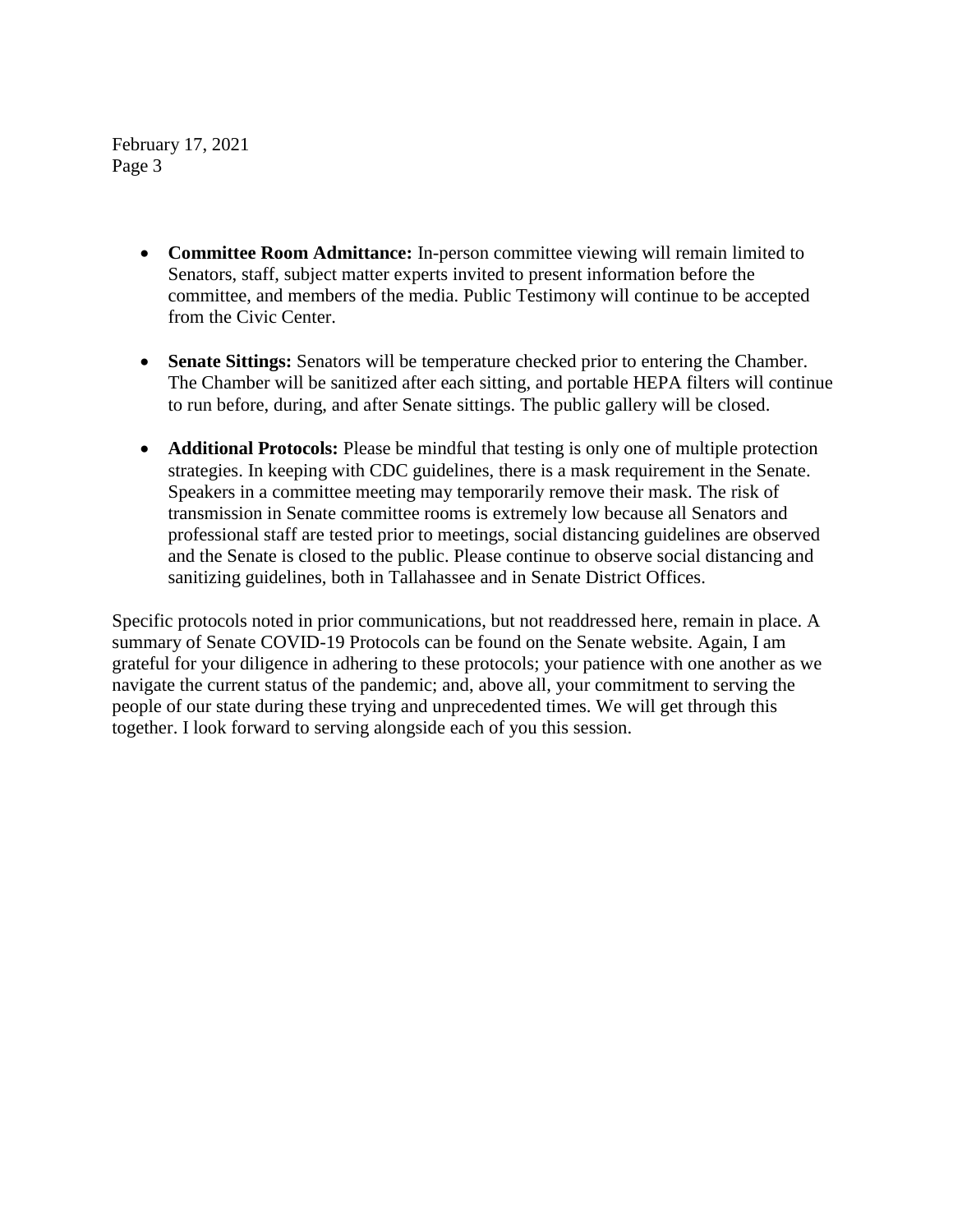- **Committee Room Admittance:** In-person committee viewing will remain limited to Senators, staff, subject matter experts invited to present information before the committee, and members of the media. Public Testimony will continue to be accepted from the Civic Center.

- **Senate Sittings:** Senators will be temperature checked prior to entering the Chamber. The Chamber will be sanitized after each sitting, and portable HEPA filters will continue to run before, during, and after Senate sittings. The public gallery will be closed.

- **Additional Protocols:** Please be mindful that testing is only one of multiple protection strategies. In keeping with CDC guidelines, there is a mask requirement in the Senate. Speakers in a committee meeting may temporarily remove their mask. The risk of transmission in Senate committee rooms is extremely low because all Senators and professional staff are tested prior to meetings, social distancing guidelines are observed and the Senate is closed to the public. Please continue to observe social distancing and sanitizing guidelines, both in Tallahassee and in Senate District Offices.

Specific protocols noted in prior communications, but not readdressed here, remain in place. A summary of Senate COVID-19 Protocols can be found on the Senate website. Again, I am grateful for your diligence in adhering to these protocols; your patience with one another as we navigate the current status of the pandemic; and, above all, your commitment to serving the people of our state during these trying and unprecedented times. We will get through this together. I look forward to serving alongside each of you this session.